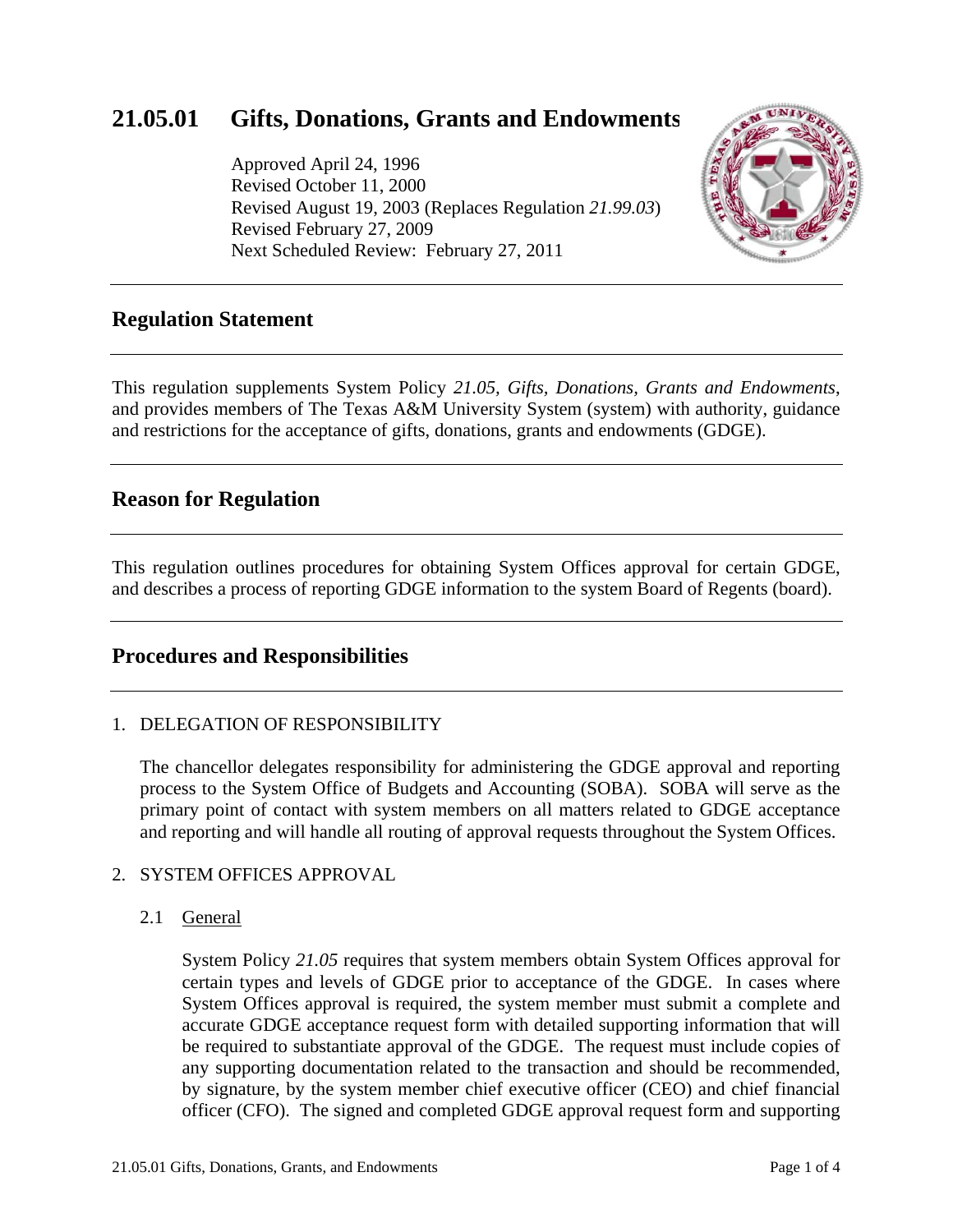# 21.05.01 Gifts, Donations, Grants and Endowments

Approved April 24, 1996
Revised October 11, 2000
Revised August 19, 2003 (Replaces Regulation *21.99.03*)
Revised February 27, 2009
Next Scheduled Review: February 27, 2011

## Regulation Statement

This regulation supplements System Policy *21.05, Gifts, Donations, Grants and Endowments*, and provides members of The Texas A&M University System (system) with authority, guidance and restrictions for the acceptance of gifts, donations, grants and endowments (GDGE).

## Reason for Regulation

This regulation outlines procedures for obtaining System Offices approval for certain GDGE, and describes a process of reporting GDGE information to the system Board of Regents (board).

## Procedures and Responsibilities

1. DELEGATION OF RESPONSIBILITY

   The chancellor delegates responsibility for administering the GDGE approval and reporting process to the System Office of Budgets and Accounting (SOBA). SOBA will serve as the primary point of contact with system members on all matters related to GDGE acceptance and reporting and will handle all routing of approval requests throughout the System Offices.

2. SYSTEM OFFICES APPROVAL

   2.1 General

   System Policy *21.05* requires that system members obtain System Offices approval for certain types and levels of GDGE prior to acceptance of the GDGE. In cases where System Offices approval is required, the system member must submit a complete and accurate GDGE acceptance request form with detailed supporting information that will be required to substantiate approval of the GDGE. The request must include copies of any supporting documentation related to the transaction and should be recommended, by signature, by the system member chief executive officer (CEO) and chief financial officer (CFO). The signed and completed GDGE approval request form and supporting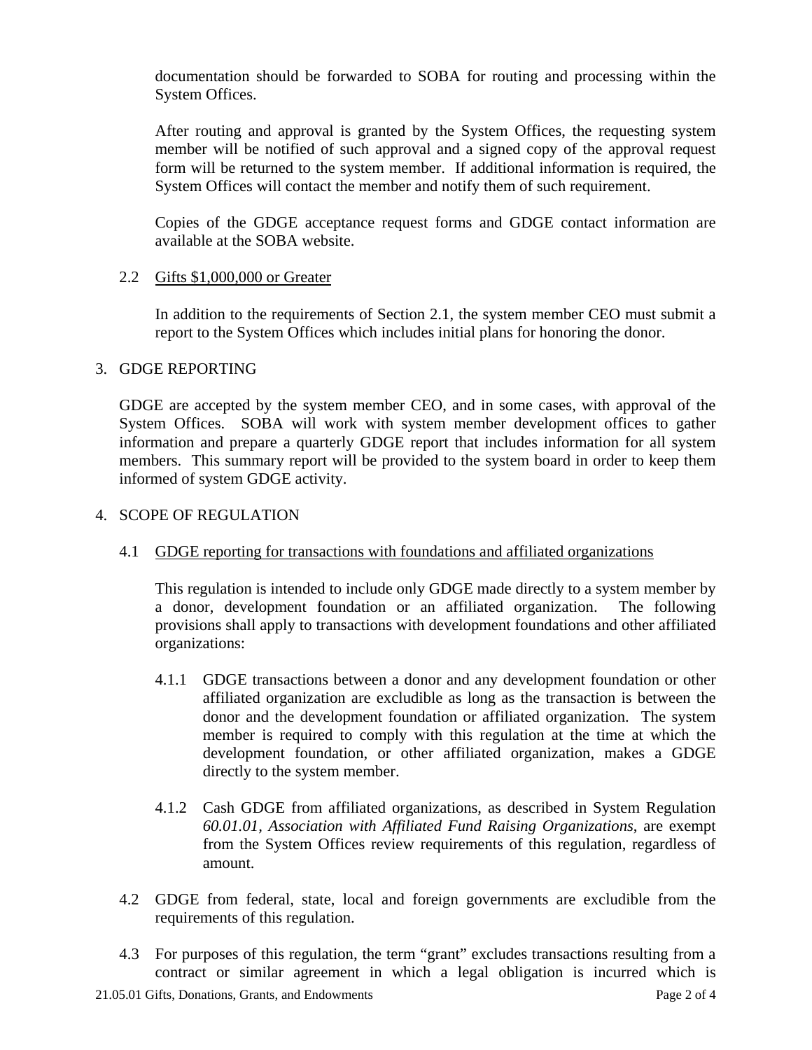documentation should be forwarded to SOBA for routing and processing within the System Offices.

After routing and approval is granted by the System Offices, the requesting system member will be notified of such approval and a signed copy of the approval request form will be returned to the system member. If additional information is required, the System Offices will contact the member and notify them of such requirement.

Copies of the GDGE acceptance request forms and GDGE contact information are available at the SOBA website.

2.2 <u>Gifts $1,000,000 or Greater</u>

In addition to the requirements of Section 2.1, the system member CEO must submit a report to the System Offices which includes initial plans for honoring the donor.

3. GDGE REPORTING

GDGE are accepted by the system member CEO, and in some cases, with approval of the System Offices. SOBA will work with system member development offices to gather information and prepare a quarterly GDGE report that includes information for all system members. This summary report will be provided to the system board in order to keep them informed of system GDGE activity.

4. SCOPE OF REGULATION

4.1 <u>GDGE reporting for transactions with foundations and affiliated organizations</u>

This regulation is intended to include only GDGE made directly to a system member by a donor, development foundation or an affiliated organization. The following provisions shall apply to transactions with development foundations and other affiliated organizations:

4.1.1 GDGE transactions between a donor and any development foundation or other affiliated organization are excludible as long as the transaction is between the donor and the development foundation or affiliated organization. The system member is required to comply with this regulation at the time at which the development foundation, or other affiliated organization, makes a GDGE directly to the system member.

4.1.2 Cash GDGE from affiliated organizations, as described in System Regulation *60.01.01, Association with Affiliated Fund Raising Organizations*, are exempt from the System Offices review requirements of this regulation, regardless of amount.

4.2 GDGE from federal, state, local and foreign governments are excludible from the requirements of this regulation.

4.3 For purposes of this regulation, the term "grant" excludes transactions resulting from a contract or similar agreement in which a legal obligation is incurred which is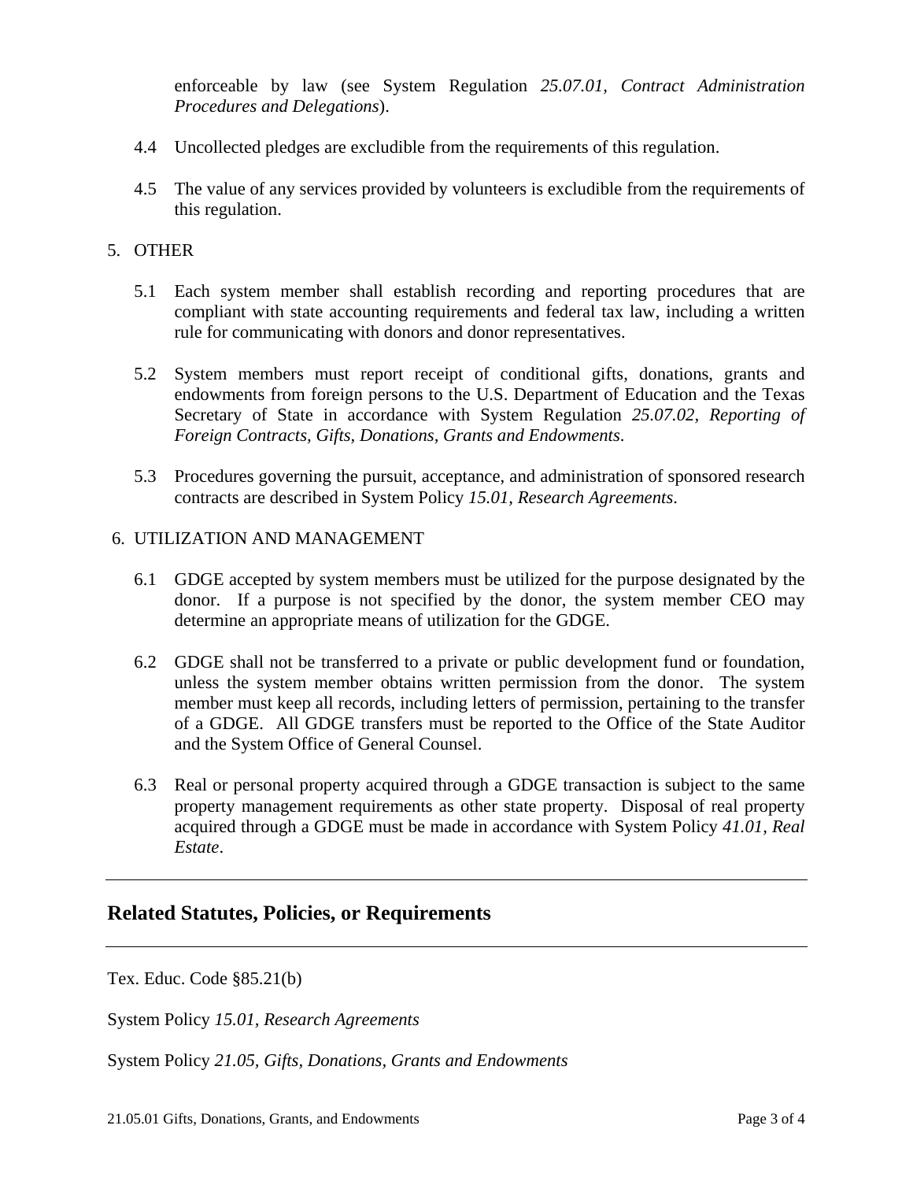enforceable by law (see System Regulation *25.07.01, Contract Administration Procedures and Delegations*).

4.4 Uncollected pledges are excludible from the requirements of this regulation.

4.5 The value of any services provided by volunteers is excludible from the requirements of this regulation.

5. OTHER

5.1 Each system member shall establish recording and reporting procedures that are compliant with state accounting requirements and federal tax law, including a written rule for communicating with donors and donor representatives.

5.2 System members must report receipt of conditional gifts, donations, grants and endowments from foreign persons to the U.S. Department of Education and the Texas Secretary of State in accordance with System Regulation *25.07.02, Reporting of Foreign Contracts, Gifts, Donations, Grants and Endowments*.

5.3 Procedures governing the pursuit, acceptance, and administration of sponsored research contracts are described in System Policy *15.01, Research Agreements*.

6. UTILIZATION AND MANAGEMENT

6.1 GDGE accepted by system members must be utilized for the purpose designated by the donor. If a purpose is not specified by the donor, the system member CEO may determine an appropriate means of utilization for the GDGE.

6.2 GDGE shall not be transferred to a private or public development fund or foundation, unless the system member obtains written permission from the donor. The system member must keep all records, including letters of permission, pertaining to the transfer of a GDGE. All GDGE transfers must be reported to the Office of the State Auditor and the System Office of General Counsel.

6.3 Real or personal property acquired through a GDGE transaction is subject to the same property management requirements as other state property. Disposal of real property acquired through a GDGE must be made in accordance with System Policy *41.01, Real Estate*.

## Related Statutes, Policies, or Requirements

Tex. Educ. Code §85.21(b)

System Policy *15.01, Research Agreements*

System Policy *21.05, Gifts, Donations, Grants and Endowments*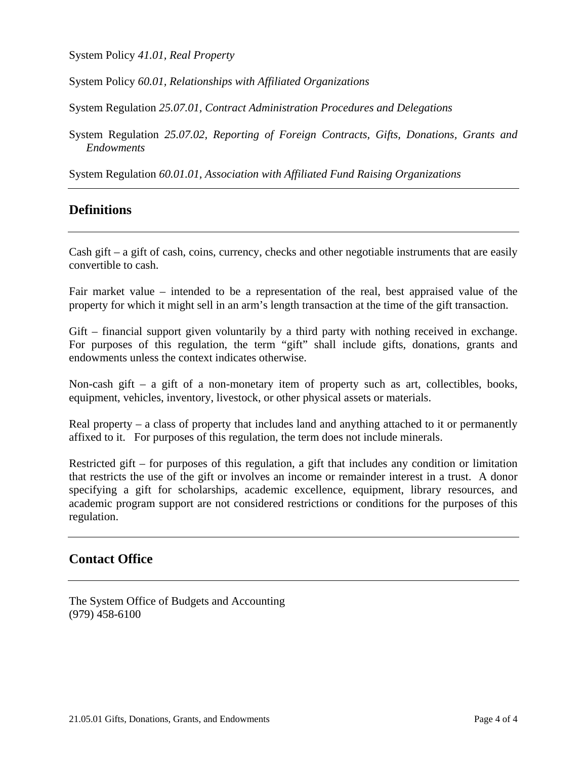System Policy *41.01, Real Property*

System Policy *60.01, Relationships with Affiliated Organizations*

System Regulation *25.07.01, Contract Administration Procedures and Delegations*

System Regulation *25.07.02, Reporting of Foreign Contracts, Gifts, Donations, Grants and Endowments*

System Regulation *60.01.01, Association with Affiliated Fund Raising Organizations*

---

## Definitions

---

Cash gift – a gift of cash, coins, currency, checks and other negotiable instruments that are easily convertible to cash.

Fair market value – intended to be a representation of the real, best appraised value of the property for which it might sell in an arm's length transaction at the time of the gift transaction.

Gift – financial support given voluntarily by a third party with nothing received in exchange. For purposes of this regulation, the term "gift" shall include gifts, donations, grants and endowments unless the context indicates otherwise.

Non-cash gift – a gift of a non-monetary item of property such as art, collectibles, books, equipment, vehicles, inventory, livestock, or other physical assets or materials.

Real property – a class of property that includes land and anything attached to it or permanently affixed to it. For purposes of this regulation, the term does not include minerals.

Restricted gift – for purposes of this regulation, a gift that includes any condition or limitation that restricts the use of the gift or involves an income or remainder interest in a trust. A donor specifying a gift for scholarships, academic excellence, equipment, library resources, and academic program support are not considered restrictions or conditions for the purposes of this regulation.

---

## Contact Office

---

The System Office of Budgets and Accounting
(979) 458-6100